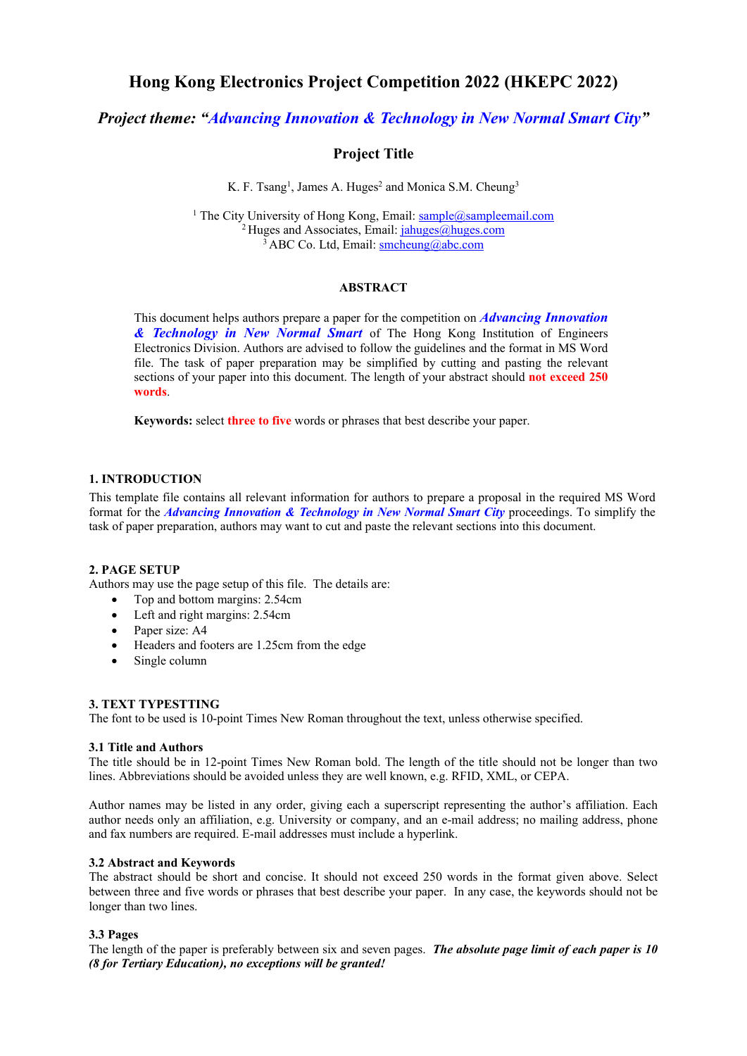# Hong Kong Electronics Project Competition 2022 (HKEPC 2022)

## *Project theme: "Advancing Innovation & Technology in New Normal Smart City"*

## Project Title

K. F. Tsang[1], James A. Huges[2] and Monica S.M. Cheung[3]

[1] The City University of Hong Kong, Email: sample@sampleemail.com
[2] Huges and Associates, Email: jahuges@huges.com
[3] ABC Co. Ltd, Email: smcheung@abc.com

**ABSTRACT**

This document helps authors prepare a paper for the competition on ***Advancing Innovation & Technology in New Normal Smart*** of The Hong Kong Institution of Engineers Electronics Division. Authors are advised to follow the guidelines and the format in MS Word file. The task of paper preparation may be simplified by cutting and pasting the relevant sections of your paper into this document. The length of your abstract should **not exceed 250 words**.

**Keywords:** select **three to five** words or phrases that best describe your paper.

### 1. INTRODUCTION

This template file contains all relevant information for authors to prepare a proposal in the required MS Word format for the ***Advancing Innovation & Technology in New Normal Smart City*** proceedings. To simplify the task of paper preparation, authors may want to cut and paste the relevant sections into this document.

### 2. PAGE SETUP

Authors may use the page setup of this file. The details are:

- Top and bottom margins: 2.54cm
- Left and right margins: 2.54cm
- Paper size: A4
- Headers and footers are 1.25cm from the edge
- Single column

### 3. TEXT TYPESTTING

The font to be used is 10-point Times New Roman throughout the text, unless otherwise specified.

#### 3.1 Title and Authors

The title should be in 12-point Times New Roman bold. The length of the title should not be longer than two lines. Abbreviations should be avoided unless they are well known, e.g. RFID, XML, or CEPA.

Author names may be listed in any order, giving each a superscript representing the author's affiliation. Each author needs only an affiliation, e.g. University or company, and an e-mail address; no mailing address, phone and fax numbers are required. E-mail addresses must include a hyperlink.

#### 3.2 Abstract and Keywords

The abstract should be short and concise. It should not exceed 250 words in the format given above. Select between three and five words or phrases that best describe your paper. In any case, the keywords should not be longer than two lines.

#### 3.3 Pages

The length of the paper is preferably between six and seven pages. ***The absolute page limit of each paper is 10 (8 for Tertiary Education), no exceptions will be granted!***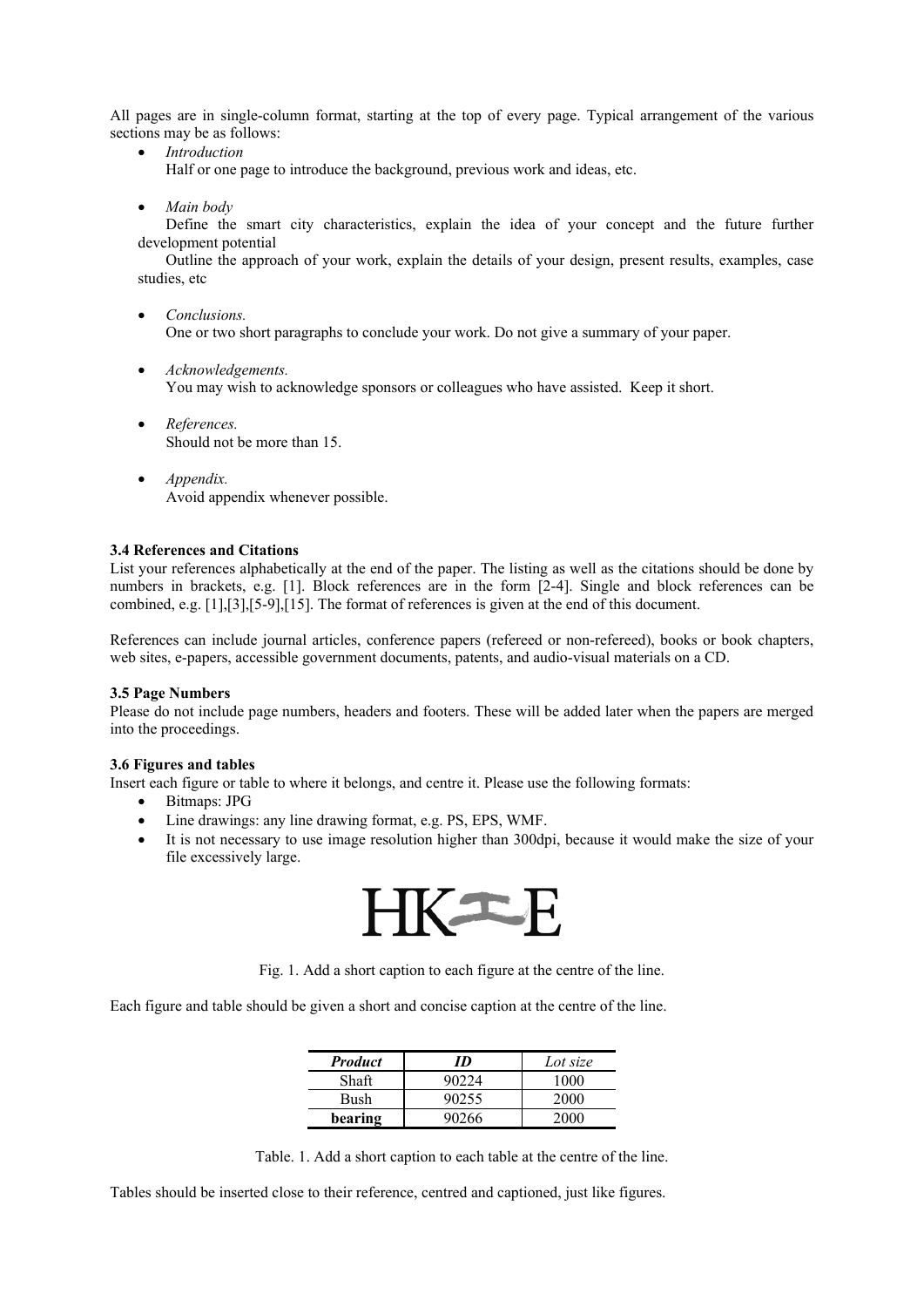All pages are in single-column format, starting at the top of every page. Typical arrangement of the various sections may be as follows:

- *Introduction*
  Half or one page to introduce the background, previous work and ideas, etc.

- *Main body*
  Define the smart city characteristics, explain the idea of your concept and the future further development potential
  Outline the approach of your work, explain the details of your design, present results, examples, case studies, etc

- *Conclusions.*
  One or two short paragraphs to conclude your work. Do not give a summary of your paper.

- *Acknowledgements.*
  You may wish to acknowledge sponsors or colleagues who have assisted. Keep it short.

- *References.*
  Should not be more than 15.

- *Appendix.*
  Avoid appendix whenever possible.

**3.4 References and Citations**

List your references alphabetically at the end of the paper. The listing as well as the citations should be done by numbers in brackets, e.g. [1]. Block references are in the form [2-4]. Single and block references can be combined, e.g. [1],[3],[5-9],[15]. The format of references is given at the end of this document.

References can include journal articles, conference papers (refereed or non-refereed), books or book chapters, web sites, e-papers, accessible government documents, patents, and audio-visual materials on a CD.

**3.5 Page Numbers**

Please do not include page numbers, headers and footers. These will be added later when the papers are merged into the proceedings.

**3.6 Figures and tables**

Insert each figure or table to where it belongs, and centre it. Please use the following formats:

- Bitmaps: JPG
- Line drawings: any line drawing format, e.g. PS, EPS, WMF.
- It is not necessary to use image resolution higher than 300dpi, because it would make the size of your file excessively large.

HK工E

Fig. 1. Add a short caption to each figure at the centre of the line.

Each figure and table should be given a short and concise caption at the centre of the line.

| ***Product*** | ***ID*** | *Lot size* |
|---|---|---|
| Shaft | 90224 | 1000 |
| Bush | 90255 | 2000 |
| **bearing** | 90266 | 2000 |

Table. 1. Add a short caption to each table at the centre of the line.

Tables should be inserted close to their reference, centred and captioned, just like figures.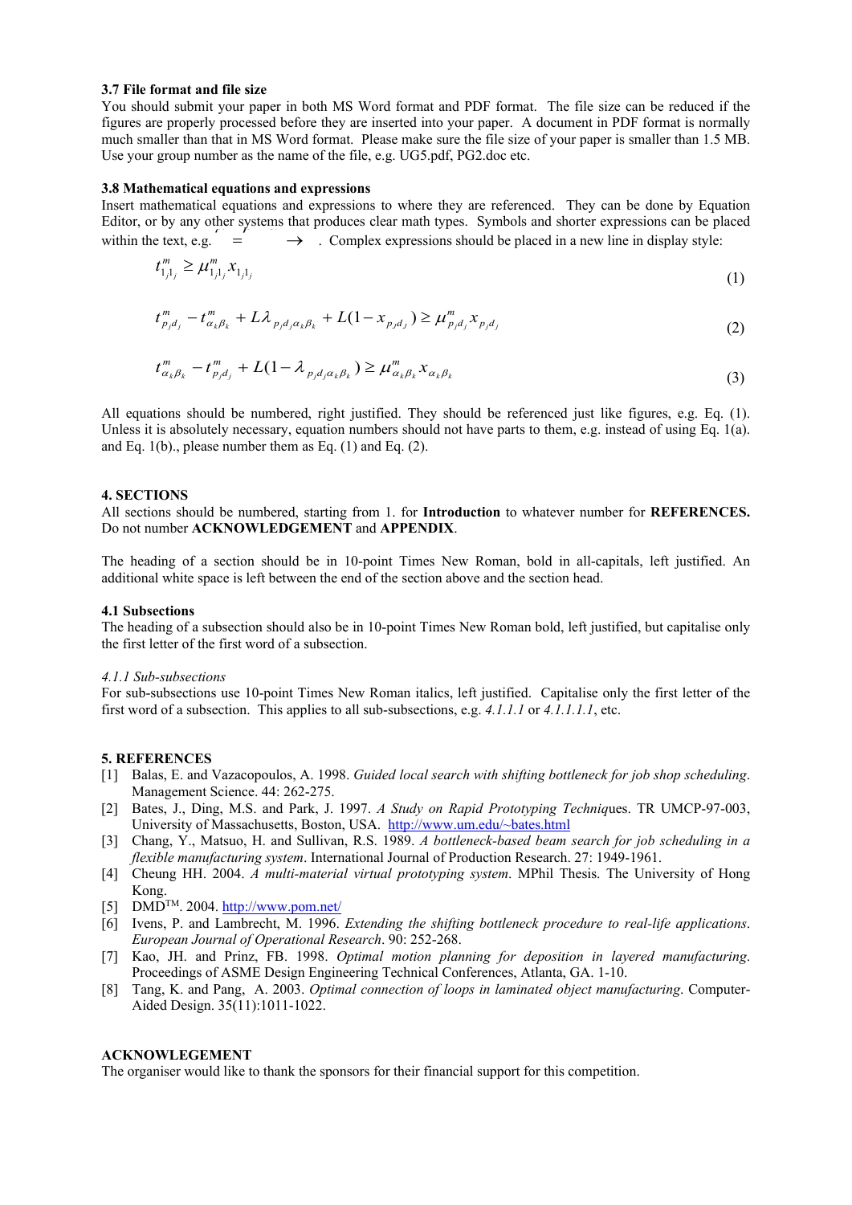### 3.7 File format and file size

You should submit your paper in both MS Word format and PDF format. The file size can be reduced if the figures are properly processed before they are inserted into your paper. A document in PDF format is normally much smaller than that in MS Word format. Please make sure the file size of your paper is smaller than 1.5 MB. Use your group number as the name of the file, e.g. UG5.pdf, PG2.doc etc.

### 3.8 Mathematical equations and expressions

Insert mathematical equations and expressions to where they are referenced. They can be done by Equation Editor, or by any other systems that produces clear math types. Symbols and shorter expressions can be placed within the text, e.g. $\quad = \quad \rightarrow$ . Complex expressions should be placed in a new line in display style:

$$t^{m}_{1_j 1_j} \geq \mu^{m}_{1_j 1_j} x_{1_j 1_j} \tag{1}$$

$$t^{m}_{p_j d_j} - t^{m}_{\alpha_k \beta_k} + L\lambda_{p_j d_j \alpha_k \beta_k} + L(1 - x_{p_j d_j}) \geq \mu^{m}_{p_j d_j} x_{p_j d_j} \tag{2}$$

$$t^{m}_{\alpha_k \beta_k} - t^{m}_{p_j d_j} + L(1 - \lambda_{p_j d_j \alpha_k \beta_k}) \geq \mu^{m}_{\alpha_k \beta_k} x_{\alpha_k \beta_k} \tag{3}$$

All equations should be numbered, right justified. They should be referenced just like figures, e.g. Eq. (1). Unless it is absolutely necessary, equation numbers should not have parts to them, e.g. instead of using Eq. 1(a). and Eq. 1(b)., please number them as Eq. (1) and Eq. (2).

## 4. SECTIONS

All sections should be numbered, starting from 1. for **Introduction** to whatever number for **REFERENCES.** Do not number **ACKNOWLEDGEMENT** and **APPENDIX**.

The heading of a section should be in 10-point Times New Roman, bold in all-capitals, left justified. An additional white space is left between the end of the section above and the section head.

### 4.1 Subsections

The heading of a subsection should also be in 10-point Times New Roman bold, left justified, but capitalise only the first letter of the first word of a subsection.

*4.1.1 Sub-subsections*

For sub-subsections use 10-point Times New Roman italics, left justified. Capitalise only the first letter of the first word of a subsection. This applies to all sub-subsections, e.g. *4.1.1.1* or *4.1.1.1.1*, etc.

## 5. REFERENCES

[1] Balas, E. and Vazacopoulos, A. 1998. *Guided local search with shifting bottleneck for job shop scheduling*. Management Science. 44: 262-275.

[2] Bates, J., Ding, M.S. and Park, J. 1997. *A Study on Rapid Prototyping Techniq*ues. TR UMCP-97-003, University of Massachusetts, Boston, USA. http://www.um.edu/~bates.html

[3] Chang, Y., Matsuo, H. and Sullivan, R.S. 1989. *A bottleneck-based beam search for job scheduling in a flexible manufacturing system*. International Journal of Production Research. 27: 1949-1961.

[4] Cheung HH. 2004. *A multi-material virtual prototyping system*. MPhil Thesis. The University of Hong Kong.

[5] DMD[TM]. 2004. http://www.pom.net/

[6] Ivens, P. and Lambrecht, M. 1996. *Extending the shifting bottleneck procedure to real-life applications*. *European Journal of Operational Research*. 90: 252-268.

[7] Kao, JH. and Prinz, FB. 1998. *Optimal motion planning for deposition in layered manufacturing*. Proceedings of ASME Design Engineering Technical Conferences, Atlanta, GA. 1-10.

[8] Tang, K. and Pang, A. 2003. *Optimal connection of loops in laminated object manufacturing*. Computer-Aided Design. 35(11):1011-1022.

## ACKNOWLEGEMENT

The organiser would like to thank the sponsors for their financial support for this competition.